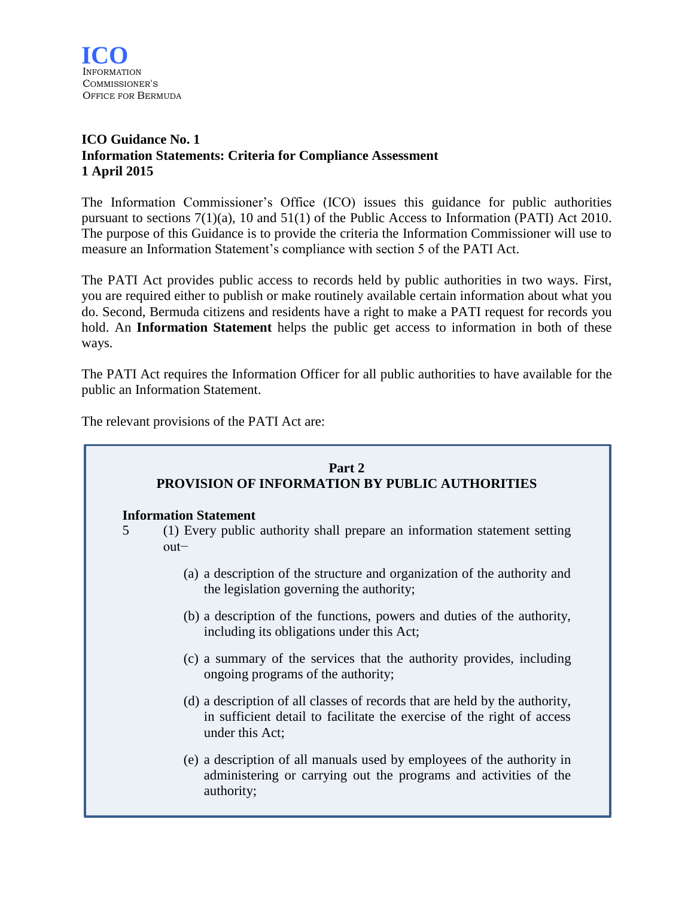**ICO**
Information
Commissioner's
Office for Bermuda

**ICO Guidance No. 1**
**Information Statements: Criteria for Compliance Assessment**
**1 April 2015**

The Information Commissioner's Office (ICO) issues this guidance for public authorities pursuant to sections 7(1)(a), 10 and 51(1) of the Public Access to Information (PATI) Act 2010. The purpose of this Guidance is to provide the criteria the Information Commissioner will use to measure an Information Statement's compliance with section 5 of the PATI Act.

The PATI Act provides public access to records held by public authorities in two ways. First, you are required either to publish or make routinely available certain information about what you do. Second, Bermuda citizens and residents have a right to make a PATI request for records you hold. An **Information Statement** helps the public get access to information in both of these ways.

The PATI Act requires the Information Officer for all public authorities to have available for the public an Information Statement.

The relevant provisions of the PATI Act are:

> **Part 2**
> **PROVISION OF INFORMATION BY PUBLIC AUTHORITIES**
>
> **Information Statement**
>
> 5 (1) Every public authority shall prepare an information statement setting out−
>
> (a) a description of the structure and organization of the authority and the legislation governing the authority;
>
> (b) a description of the functions, powers and duties of the authority, including its obligations under this Act;
>
> (c) a summary of the services that the authority provides, including ongoing programs of the authority;
>
> (d) a description of all classes of records that are held by the authority, in sufficient detail to facilitate the exercise of the right of access under this Act;
>
> (e) a description of all manuals used by employees of the authority in administering or carrying out the programs and activities of the authority;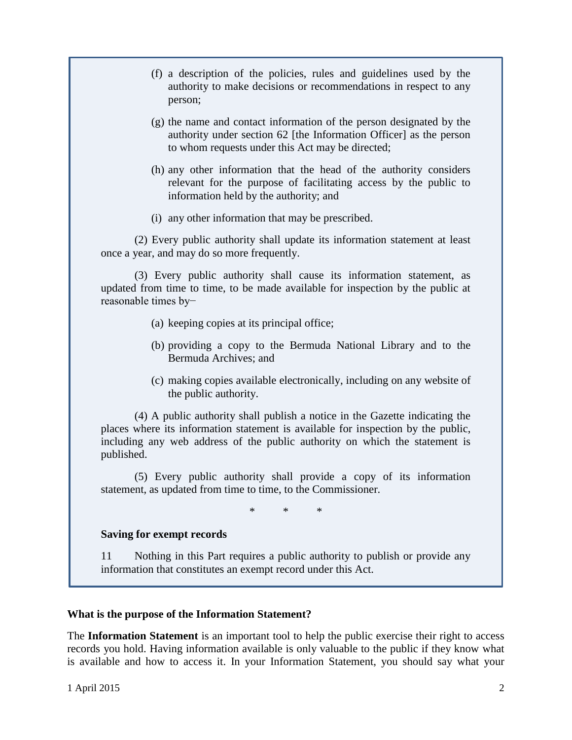(f) a description of the policies, rules and guidelines used by the authority to make decisions or recommendations in respect to any person;

(g) the name and contact information of the person designated by the authority under section 62 [the Information Officer] as the person to whom requests under this Act may be directed;

(h) any other information that the head of the authority considers relevant for the purpose of facilitating access by the public to information held by the authority; and

(i) any other information that may be prescribed.

(2) Every public authority shall update its information statement at least once a year, and may do so more frequently.

(3) Every public authority shall cause its information statement, as updated from time to time, to be made available for inspection by the public at reasonable times by−

(a) keeping copies at its principal office;

(b) providing a copy to the Bermuda National Library and to the Bermuda Archives; and

(c) making copies available electronically, including on any website of the public authority.

(4) A public authority shall publish a notice in the Gazette indicating the places where its information statement is available for inspection by the public, including any web address of the public authority on which the statement is published.

(5) Every public authority shall provide a copy of its information statement, as updated from time to time, to the Commissioner.

\* \* \*

**Saving for exempt records**

11 Nothing in this Part requires a public authority to publish or provide any information that constitutes an exempt record under this Act.

**What is the purpose of the Information Statement?**

The **Information Statement** is an important tool to help the public exercise their right to access records you hold. Having information available is only valuable to the public if they know what is available and how to access it. In your Information Statement, you should say what your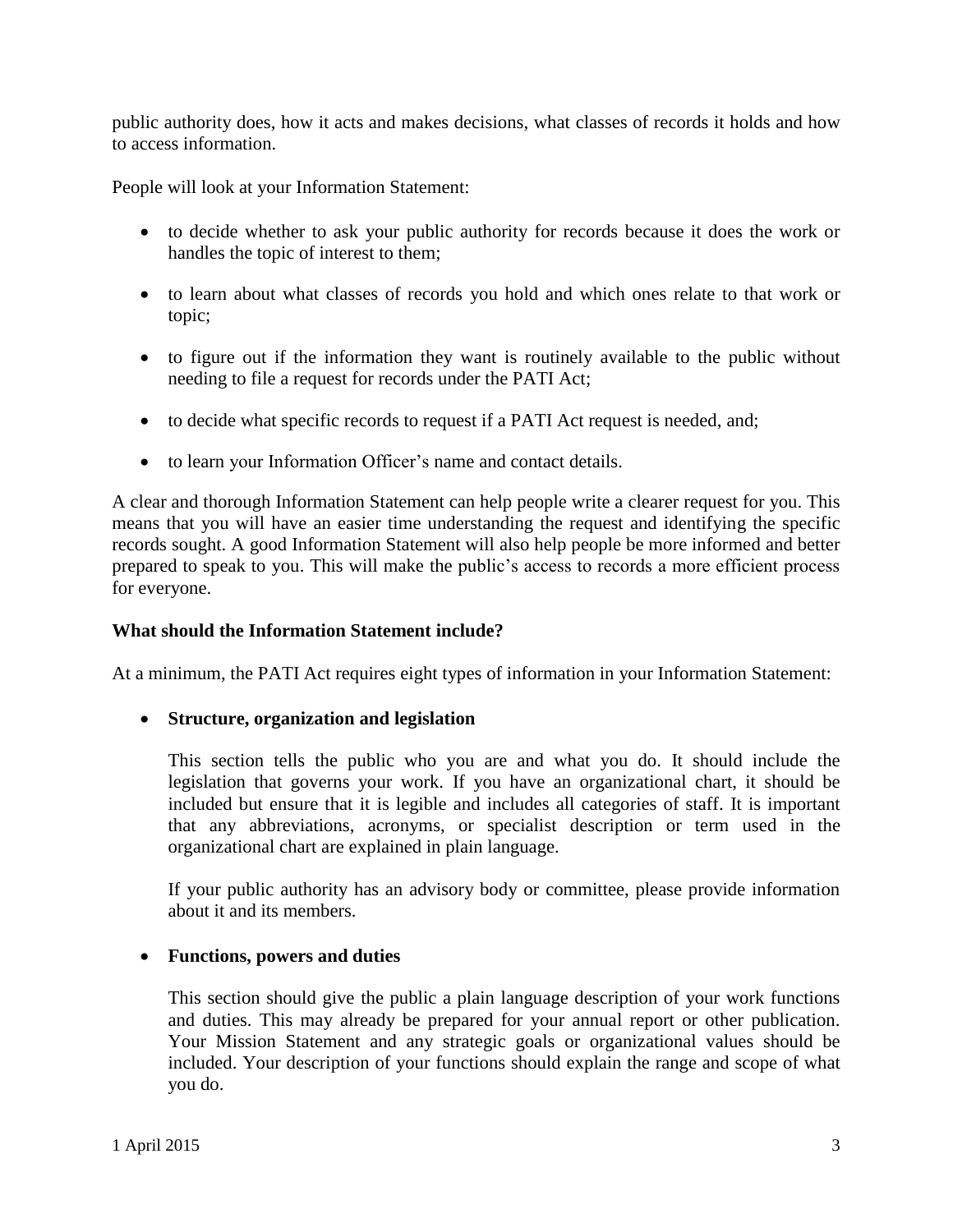public authority does, how it acts and makes decisions, what classes of records it holds and how to access information.

People will look at your Information Statement:

- to decide whether to ask your public authority for records because it does the work or handles the topic of interest to them;
- to learn about what classes of records you hold and which ones relate to that work or topic;
- to figure out if the information they want is routinely available to the public without needing to file a request for records under the PATI Act;
- to decide what specific records to request if a PATI Act request is needed, and;
- to learn your Information Officer's name and contact details.

A clear and thorough Information Statement can help people write a clearer request for you. This means that you will have an easier time understanding the request and identifying the specific records sought. A good Information Statement will also help people be more informed and better prepared to speak to you. This will make the public's access to records a more efficient process for everyone.

**What should the Information Statement include?**

At a minimum, the PATI Act requires eight types of information in your Information Statement:

- **Structure, organization and legislation**

  This section tells the public who you are and what you do. It should include the legislation that governs your work. If you have an organizational chart, it should be included but ensure that it is legible and includes all categories of staff. It is important that any abbreviations, acronyms, or specialist description or term used in the organizational chart are explained in plain language.

  If your public authority has an advisory body or committee, please provide information about it and its members.

- **Functions, powers and duties**

  This section should give the public a plain language description of your work functions and duties. This may already be prepared for your annual report or other publication. Your Mission Statement and any strategic goals or organizational values should be included. Your description of your functions should explain the range and scope of what you do.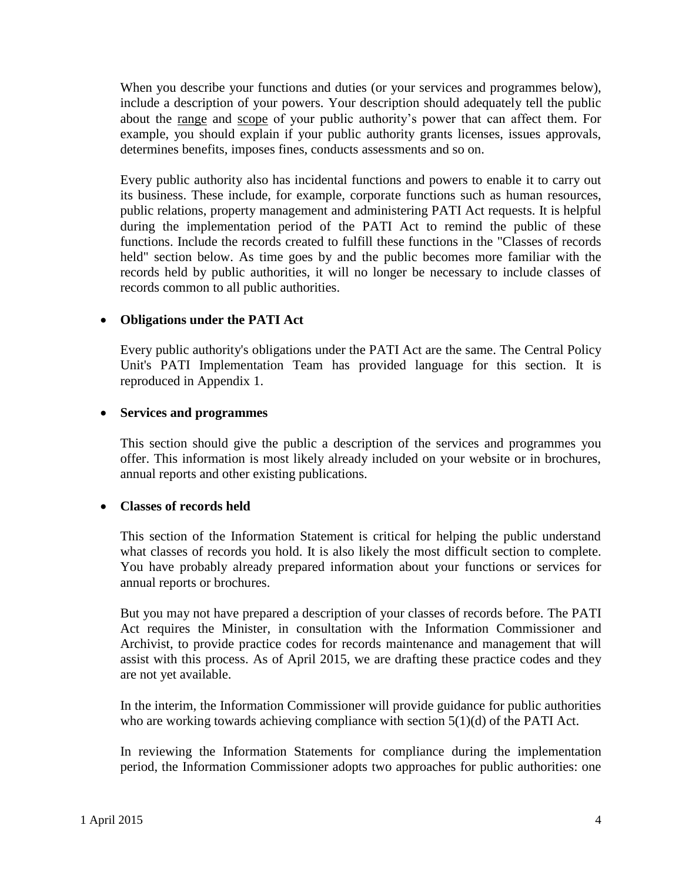When you describe your functions and duties (or your services and programmes below), include a description of your powers. Your description should adequately tell the public about the <u>range</u> and <u>scope</u> of your public authority's power that can affect them. For example, you should explain if your public authority grants licenses, issues approvals, determines benefits, imposes fines, conducts assessments and so on.

Every public authority also has incidental functions and powers to enable it to carry out its business. These include, for example, corporate functions such as human resources, public relations, property management and administering PATI Act requests. It is helpful during the implementation period of the PATI Act to remind the public of these functions. Include the records created to fulfill these functions in the "Classes of records held" section below. As time goes by and the public becomes more familiar with the records held by public authorities, it will no longer be necessary to include classes of records common to all public authorities.

- **Obligations under the PATI Act**

  Every public authority's obligations under the PATI Act are the same. The Central Policy Unit's PATI Implementation Team has provided language for this section. It is reproduced in Appendix 1.

- **Services and programmes**

  This section should give the public a description of the services and programmes you offer. This information is most likely already included on your website or in brochures, annual reports and other existing publications.

- **Classes of records held**

  This section of the Information Statement is critical for helping the public understand what classes of records you hold. It is also likely the most difficult section to complete. You have probably already prepared information about your functions or services for annual reports or brochures.

  But you may not have prepared a description of your classes of records before. The PATI Act requires the Minister, in consultation with the Information Commissioner and Archivist, to provide practice codes for records maintenance and management that will assist with this process. As of April 2015, we are drafting these practice codes and they are not yet available.

  In the interim, the Information Commissioner will provide guidance for public authorities who are working towards achieving compliance with section 5(1)(d) of the PATI Act.

  In reviewing the Information Statements for compliance during the implementation period, the Information Commissioner adopts two approaches for public authorities: one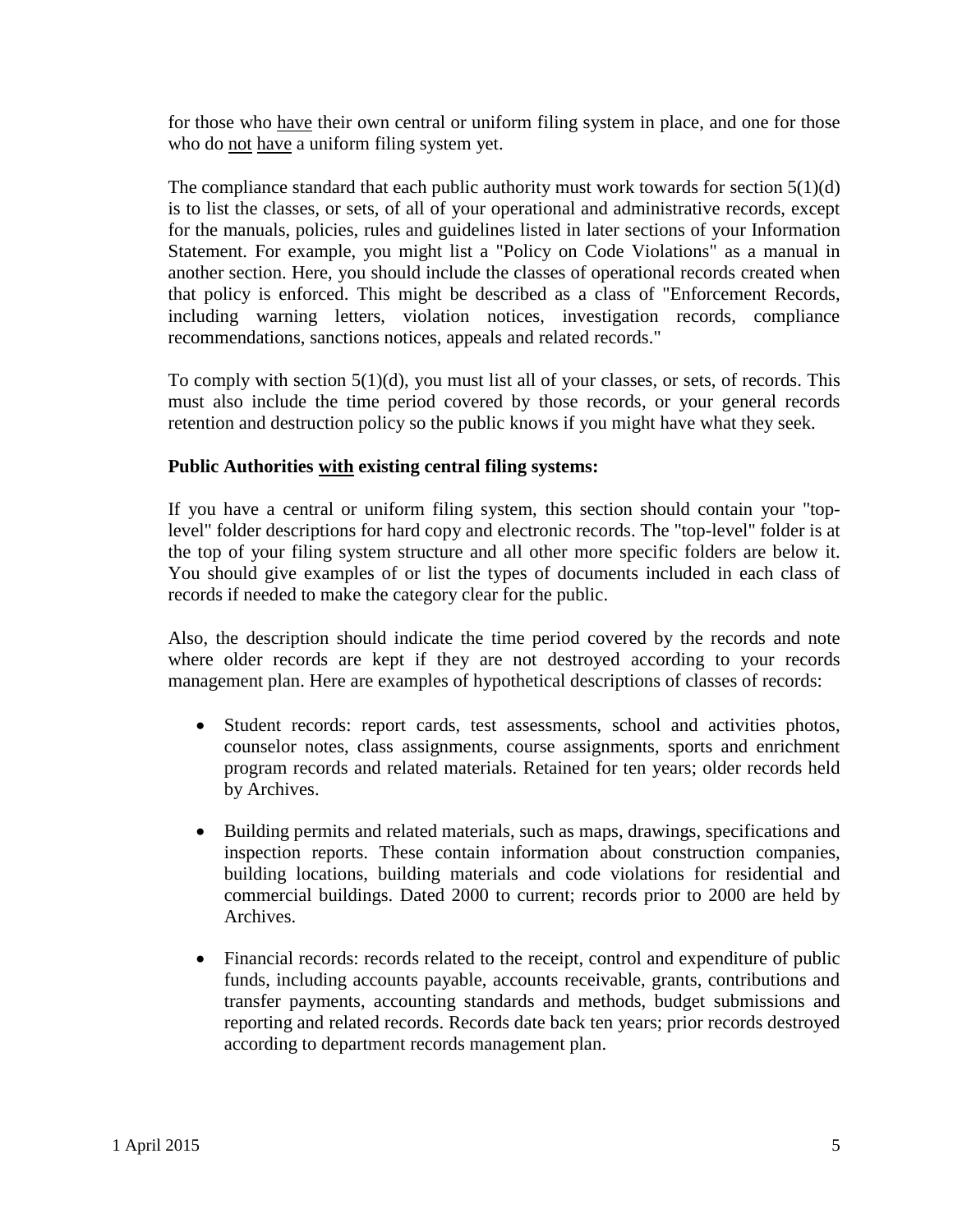for those who <u>have</u> their own central or uniform filing system in place, and one for those who do <u>not</u> <u>have</u> a uniform filing system yet.

The compliance standard that each public authority must work towards for section 5(1)(d) is to list the classes, or sets, of all of your operational and administrative records, except for the manuals, policies, rules and guidelines listed in later sections of your Information Statement. For example, you might list a "Policy on Code Violations" as a manual in another section. Here, you should include the classes of operational records created when that policy is enforced. This might be described as a class of "Enforcement Records, including warning letters, violation notices, investigation records, compliance recommendations, sanctions notices, appeals and related records."

To comply with section 5(1)(d), you must list all of your classes, or sets, of records. This must also include the time period covered by those records, or your general records retention and destruction policy so the public knows if you might have what they seek.

**Public Authorities <u>with</u> existing central filing systems:**

If you have a central or uniform filing system, this section should contain your "top-level" folder descriptions for hard copy and electronic records. The "top-level" folder is at the top of your filing system structure and all other more specific folders are below it. You should give examples of or list the types of documents included in each class of records if needed to make the category clear for the public.

Also, the description should indicate the time period covered by the records and note where older records are kept if they are not destroyed according to your records management plan. Here are examples of hypothetical descriptions of classes of records:

- Student records: report cards, test assessments, school and activities photos, counselor notes, class assignments, course assignments, sports and enrichment program records and related materials. Retained for ten years; older records held by Archives.

- Building permits and related materials, such as maps, drawings, specifications and inspection reports. These contain information about construction companies, building locations, building materials and code violations for residential and commercial buildings. Dated 2000 to current; records prior to 2000 are held by Archives.

- Financial records: records related to the receipt, control and expenditure of public funds, including accounts payable, accounts receivable, grants, contributions and transfer payments, accounting standards and methods, budget submissions and reporting and related records. Records date back ten years; prior records destroyed according to department records management plan.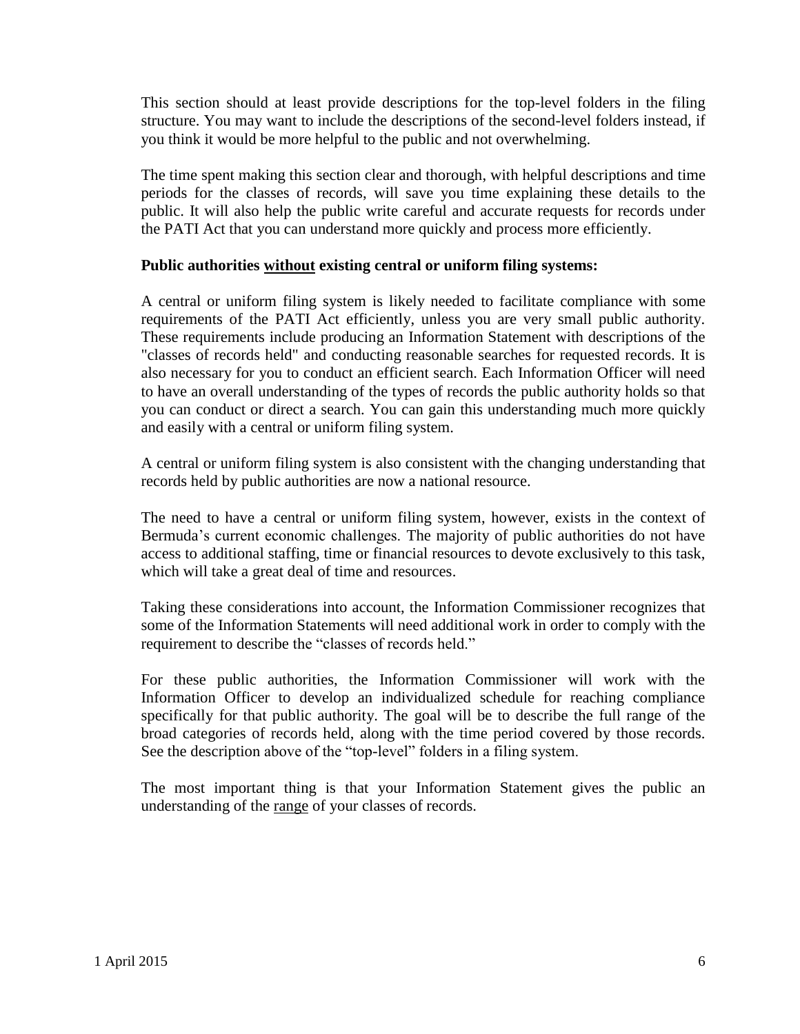This section should at least provide descriptions for the top-level folders in the filing structure. You may want to include the descriptions of the second-level folders instead, if you think it would be more helpful to the public and not overwhelming.

The time spent making this section clear and thorough, with helpful descriptions and time periods for the classes of records, will save you time explaining these details to the public. It will also help the public write careful and accurate requests for records under the PATI Act that you can understand more quickly and process more efficiently.

**Public authorities <u>without</u> existing central or uniform filing systems:**

A central or uniform filing system is likely needed to facilitate compliance with some requirements of the PATI Act efficiently, unless you are very small public authority. These requirements include producing an Information Statement with descriptions of the "classes of records held" and conducting reasonable searches for requested records. It is also necessary for you to conduct an efficient search. Each Information Officer will need to have an overall understanding of the types of records the public authority holds so that you can conduct or direct a search. You can gain this understanding much more quickly and easily with a central or uniform filing system.

A central or uniform filing system is also consistent with the changing understanding that records held by public authorities are now a national resource.

The need to have a central or uniform filing system, however, exists in the context of Bermuda's current economic challenges. The majority of public authorities do not have access to additional staffing, time or financial resources to devote exclusively to this task, which will take a great deal of time and resources.

Taking these considerations into account, the Information Commissioner recognizes that some of the Information Statements will need additional work in order to comply with the requirement to describe the "classes of records held."

For these public authorities, the Information Commissioner will work with the Information Officer to develop an individualized schedule for reaching compliance specifically for that public authority. The goal will be to describe the full range of the broad categories of records held, along with the time period covered by those records. See the description above of the "top-level" folders in a filing system.

The most important thing is that your Information Statement gives the public an understanding of the <u>range</u> of your classes of records.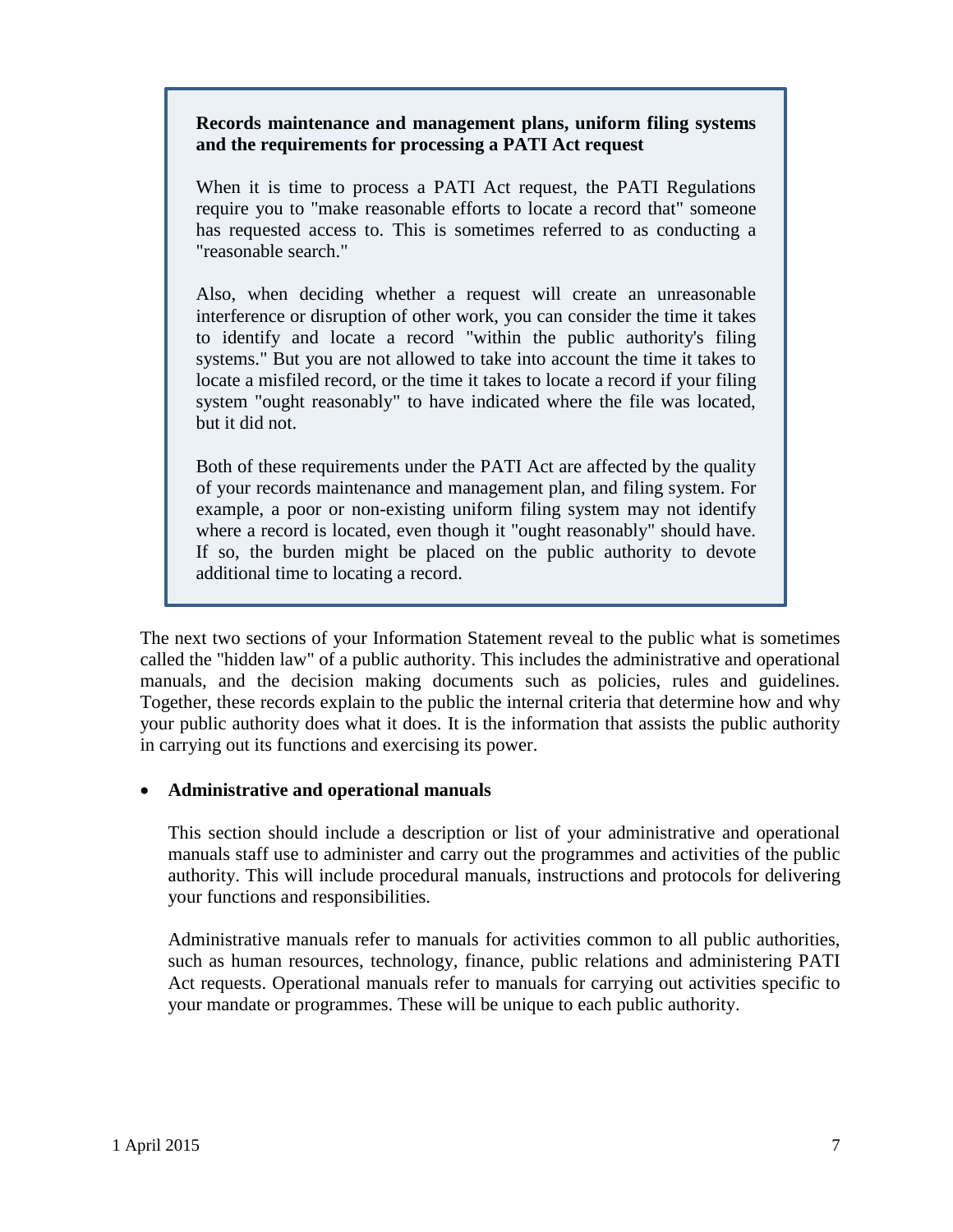**Records maintenance and management plans, uniform filing systems and the requirements for processing a PATI Act request**

When it is time to process a PATI Act request, the PATI Regulations require you to "make reasonable efforts to locate a record that" someone has requested access to. This is sometimes referred to as conducting a "reasonable search."

Also, when deciding whether a request will create an unreasonable interference or disruption of other work, you can consider the time it takes to identify and locate a record "within the public authority's filing systems." But you are not allowed to take into account the time it takes to locate a misfiled record, or the time it takes to locate a record if your filing system "ought reasonably" to have indicated where the file was located, but it did not.

Both of these requirements under the PATI Act are affected by the quality of your records maintenance and management plan, and filing system. For example, a poor or non-existing uniform filing system may not identify where a record is located, even though it "ought reasonably" should have. If so, the burden might be placed on the public authority to devote additional time to locating a record.

The next two sections of your Information Statement reveal to the public what is sometimes called the "hidden law" of a public authority. This includes the administrative and operational manuals, and the decision making documents such as policies, rules and guidelines. Together, these records explain to the public the internal criteria that determine how and why your public authority does what it does. It is the information that assists the public authority in carrying out its functions and exercising its power.

- **Administrative and operational manuals**

  This section should include a description or list of your administrative and operational manuals staff use to administer and carry out the programmes and activities of the public authority. This will include procedural manuals, instructions and protocols for delivering your functions and responsibilities.

  Administrative manuals refer to manuals for activities common to all public authorities, such as human resources, technology, finance, public relations and administering PATI Act requests. Operational manuals refer to manuals for carrying out activities specific to your mandate or programmes. These will be unique to each public authority.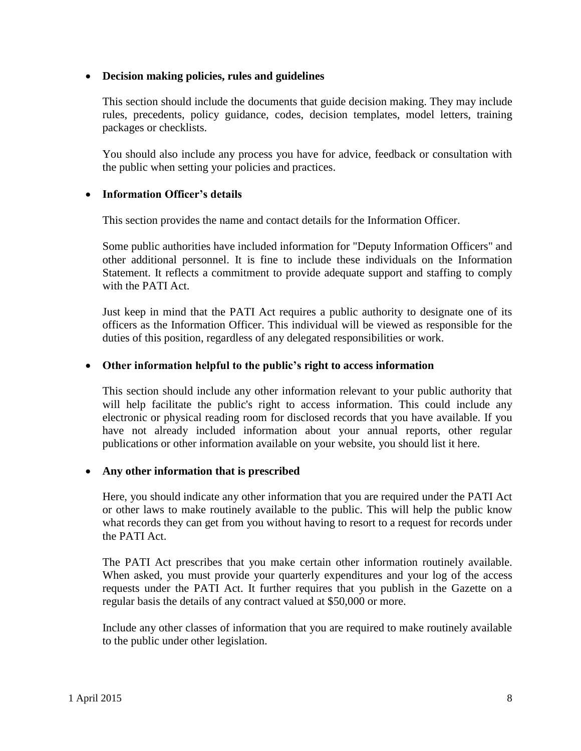- **Decision making policies, rules and guidelines**

  This section should include the documents that guide decision making. They may include rules, precedents, policy guidance, codes, decision templates, model letters, training packages or checklists.

  You should also include any process you have for advice, feedback or consultation with the public when setting your policies and practices.

- **Information Officer's details**

  This section provides the name and contact details for the Information Officer.

  Some public authorities have included information for "Deputy Information Officers" and other additional personnel. It is fine to include these individuals on the Information Statement. It reflects a commitment to provide adequate support and staffing to comply with the PATI Act.

  Just keep in mind that the PATI Act requires a public authority to designate one of its officers as the Information Officer. This individual will be viewed as responsible for the duties of this position, regardless of any delegated responsibilities or work.

- **Other information helpful to the public's right to access information**

  This section should include any other information relevant to your public authority that will help facilitate the public's right to access information. This could include any electronic or physical reading room for disclosed records that you have available. If you have not already included information about your annual reports, other regular publications or other information available on your website, you should list it here.

- **Any other information that is prescribed**

  Here, you should indicate any other information that you are required under the PATI Act or other laws to make routinely available to the public. This will help the public know what records they can get from you without having to resort to a request for records under the PATI Act.

  The PATI Act prescribes that you make certain other information routinely available. When asked, you must provide your quarterly expenditures and your log of the access requests under the PATI Act. It further requires that you publish in the Gazette on a regular basis the details of any contract valued at $50,000 or more.

  Include any other classes of information that you are required to make routinely available to the public under other legislation.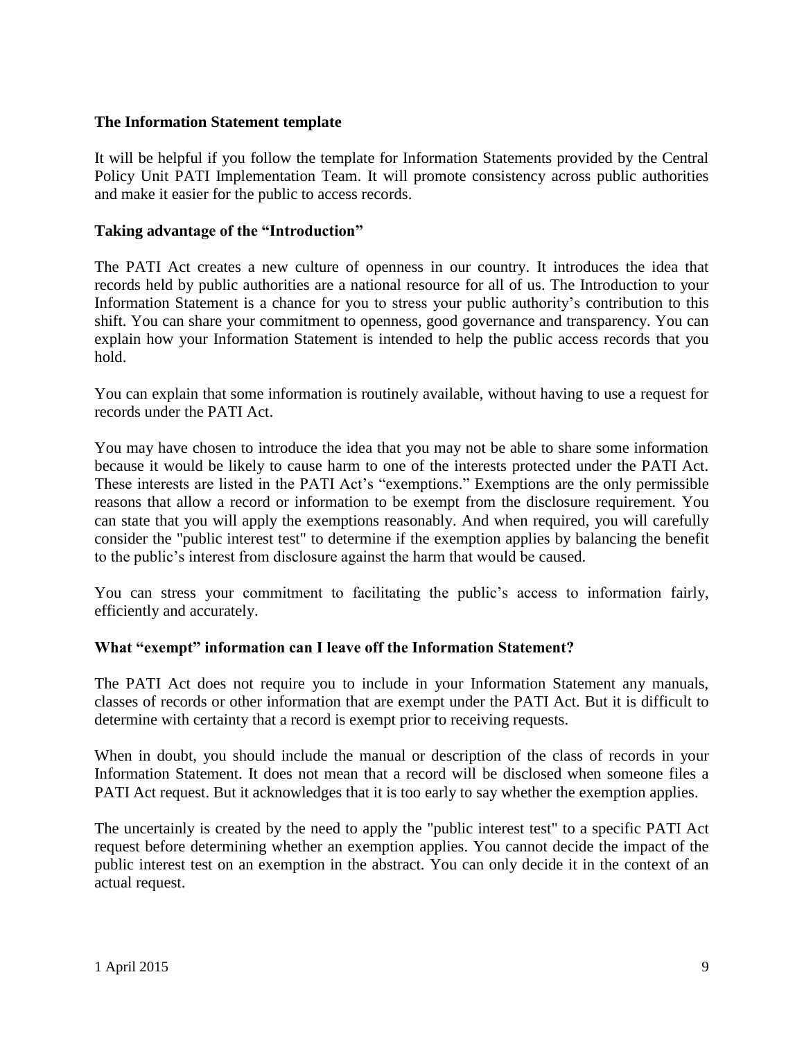**The Information Statement template**

It will be helpful if you follow the template for Information Statements provided by the Central Policy Unit PATI Implementation Team. It will promote consistency across public authorities and make it easier for the public to access records.

**Taking advantage of the "Introduction"**

The PATI Act creates a new culture of openness in our country. It introduces the idea that records held by public authorities are a national resource for all of us. The Introduction to your Information Statement is a chance for you to stress your public authority's contribution to this shift. You can share your commitment to openness, good governance and transparency. You can explain how your Information Statement is intended to help the public access records that you hold.

You can explain that some information is routinely available, without having to use a request for records under the PATI Act.

You may have chosen to introduce the idea that you may not be able to share some information because it would be likely to cause harm to one of the interests protected under the PATI Act. These interests are listed in the PATI Act's "exemptions." Exemptions are the only permissible reasons that allow a record or information to be exempt from the disclosure requirement. You can state that you will apply the exemptions reasonably. And when required, you will carefully consider the "public interest test" to determine if the exemption applies by balancing the benefit to the public's interest from disclosure against the harm that would be caused.

You can stress your commitment to facilitating the public's access to information fairly, efficiently and accurately.

**What "exempt" information can I leave off the Information Statement?**

The PATI Act does not require you to include in your Information Statement any manuals, classes of records or other information that are exempt under the PATI Act. But it is difficult to determine with certainty that a record is exempt prior to receiving requests.

When in doubt, you should include the manual or description of the class of records in your Information Statement. It does not mean that a record will be disclosed when someone files a PATI Act request. But it acknowledges that it is too early to say whether the exemption applies.

The uncertainly is created by the need to apply the "public interest test" to a specific PATI Act request before determining whether an exemption applies. You cannot decide the impact of the public interest test on an exemption in the abstract. You can only decide it in the context of an actual request.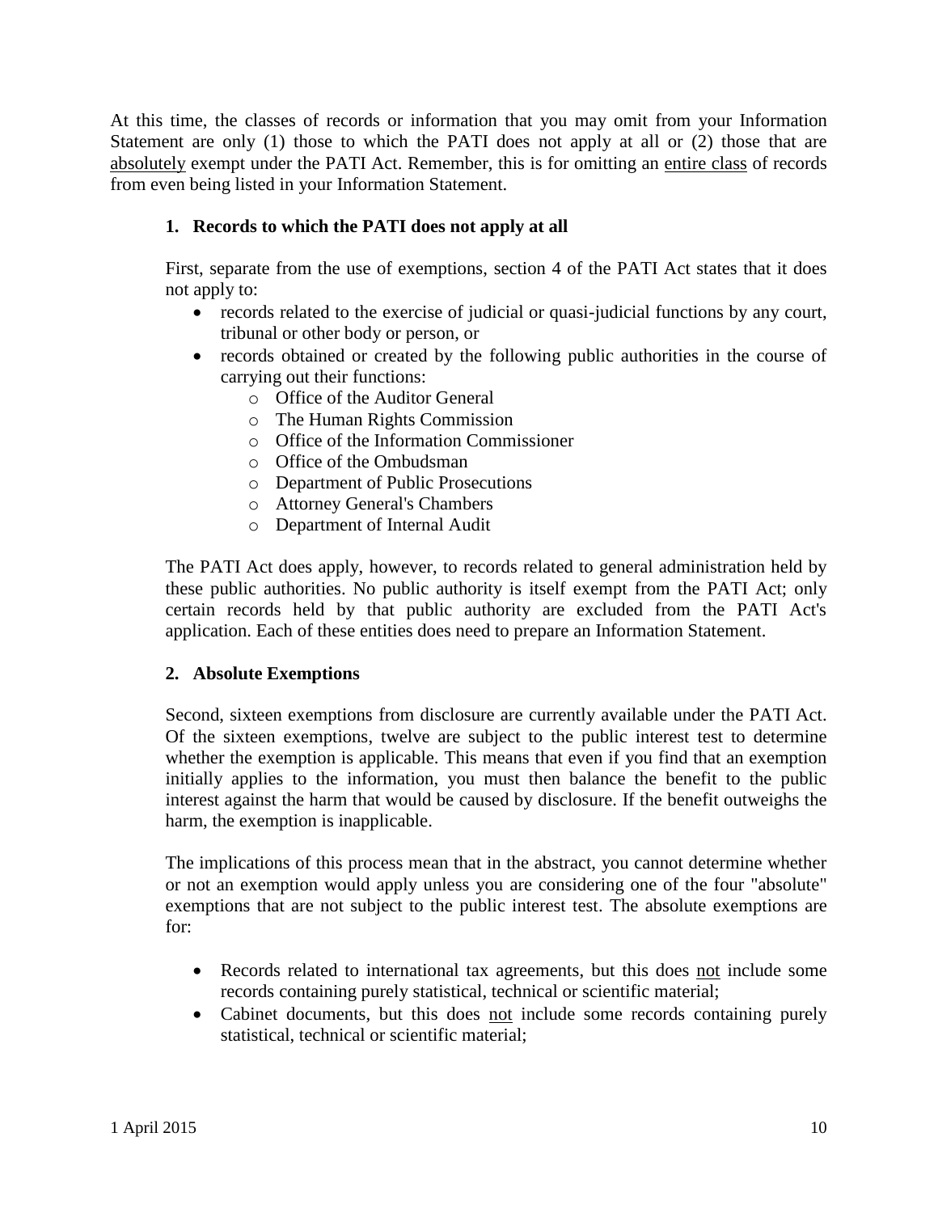At this time, the classes of records or information that you may omit from your Information Statement are only (1) those to which the PATI does not apply at all or (2) those that are absolutely exempt under the PATI Act. Remember, this is for omitting an entire class of records from even being listed in your Information Statement.

### 1. Records to which the PATI does not apply at all

First, separate from the use of exemptions, section 4 of the PATI Act states that it does not apply to:

- records related to the exercise of judicial or quasi-judicial functions by any court, tribunal or other body or person, or
- records obtained or created by the following public authorities in the course of carrying out their functions:
  - Office of the Auditor General
  - The Human Rights Commission
  - Office of the Information Commissioner
  - Office of the Ombudsman
  - Department of Public Prosecutions
  - Attorney General's Chambers
  - Department of Internal Audit

The PATI Act does apply, however, to records related to general administration held by these public authorities. No public authority is itself exempt from the PATI Act; only certain records held by that public authority are excluded from the PATI Act's application. Each of these entities does need to prepare an Information Statement.

### 2. Absolute Exemptions

Second, sixteen exemptions from disclosure are currently available under the PATI Act. Of the sixteen exemptions, twelve are subject to the public interest test to determine whether the exemption is applicable. This means that even if you find that an exemption initially applies to the information, you must then balance the benefit to the public interest against the harm that would be caused by disclosure. If the benefit outweighs the harm, the exemption is inapplicable.

The implications of this process mean that in the abstract, you cannot determine whether or not an exemption would apply unless you are considering one of the four "absolute" exemptions that are not subject to the public interest test. The absolute exemptions are for:

- Records related to international tax agreements, but this does not include some records containing purely statistical, technical or scientific material;
- Cabinet documents, but this does not include some records containing purely statistical, technical or scientific material;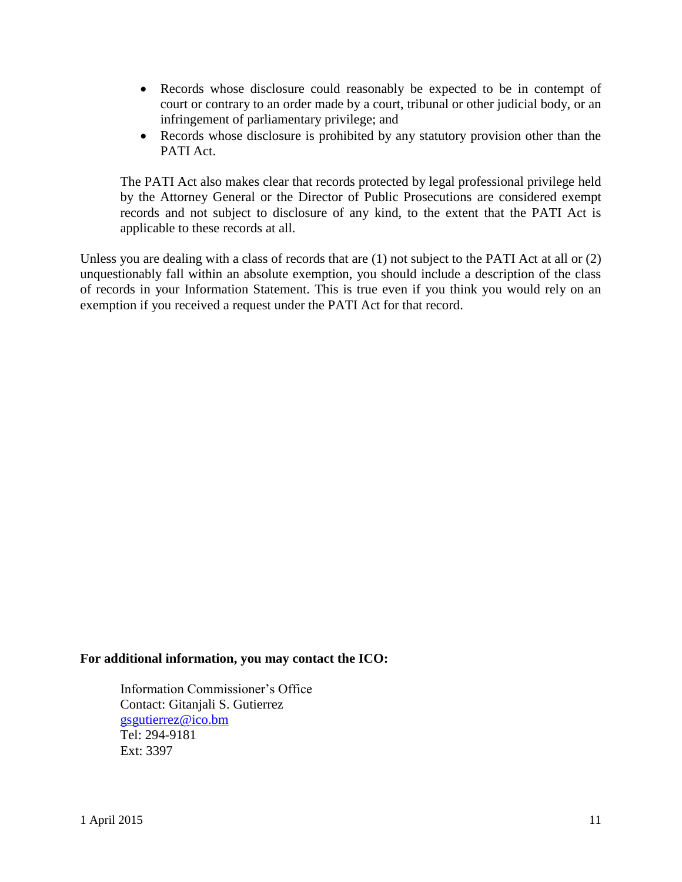- Records whose disclosure could reasonably be expected to be in contempt of court or contrary to an order made by a court, tribunal or other judicial body, or an infringement of parliamentary privilege; and
- Records whose disclosure is prohibited by any statutory provision other than the PATI Act.

The PATI Act also makes clear that records protected by legal professional privilege held by the Attorney General or the Director of Public Prosecutions are considered exempt records and not subject to disclosure of any kind, to the extent that the PATI Act is applicable to these records at all.

Unless you are dealing with a class of records that are (1) not subject to the PATI Act at all or (2) unquestionably fall within an absolute exemption, you should include a description of the class of records in your Information Statement. This is true even if you think you would rely on an exemption if you received a request under the PATI Act for that record.

**For additional information, you may contact the ICO:**

Information Commissioner's Office
Contact: Gitanjali S. Gutierrez
[gsgutierrez@ico.bm](mailto:gsgutierrez@ico.bm)
Tel: 294-9181
Ext: 3397

1 April 2015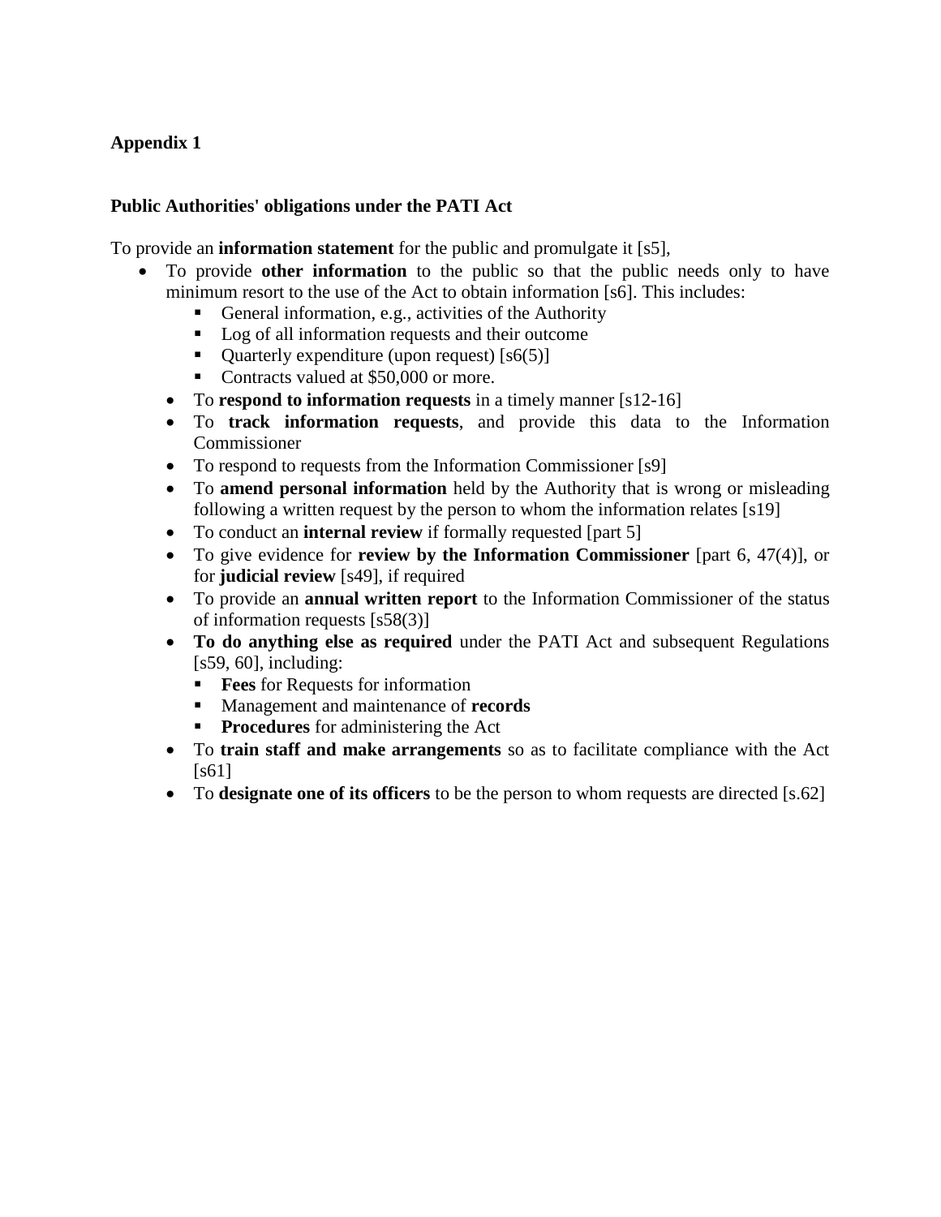**Appendix 1**

**Public Authorities' obligations under the PATI Act**

To provide an **information statement** for the public and promulgate it [s5],

- To provide **other information** to the public so that the public needs only to have minimum resort to the use of the Act to obtain information [s6]. This includes:
  - General information, e.g., activities of the Authority
  - Log of all information requests and their outcome
  - Quarterly expenditure (upon request) [s6(5)]
  - Contracts valued at $50,000 or more.
- To **respond to information requests** in a timely manner [s12-16]
- To **track information requests**, and provide this data to the Information Commissioner
- To respond to requests from the Information Commissioner [s9]
- To **amend personal information** held by the Authority that is wrong or misleading following a written request by the person to whom the information relates [s19]
- To conduct an **internal review** if formally requested [part 5]
- To give evidence for **review by the Information Commissioner** [part 6, 47(4)], or for **judicial review** [s49], if required
- To provide an **annual written report** to the Information Commissioner of the status of information requests [s58(3)]
- **To do anything else as required** under the PATI Act and subsequent Regulations [s59, 60], including:
  - **Fees** for Requests for information
  - Management and maintenance of **records**
  - **Procedures** for administering the Act
- To **train staff and make arrangements** so as to facilitate compliance with the Act [s61]
- To **designate one of its officers** to be the person to whom requests are directed [s.62]